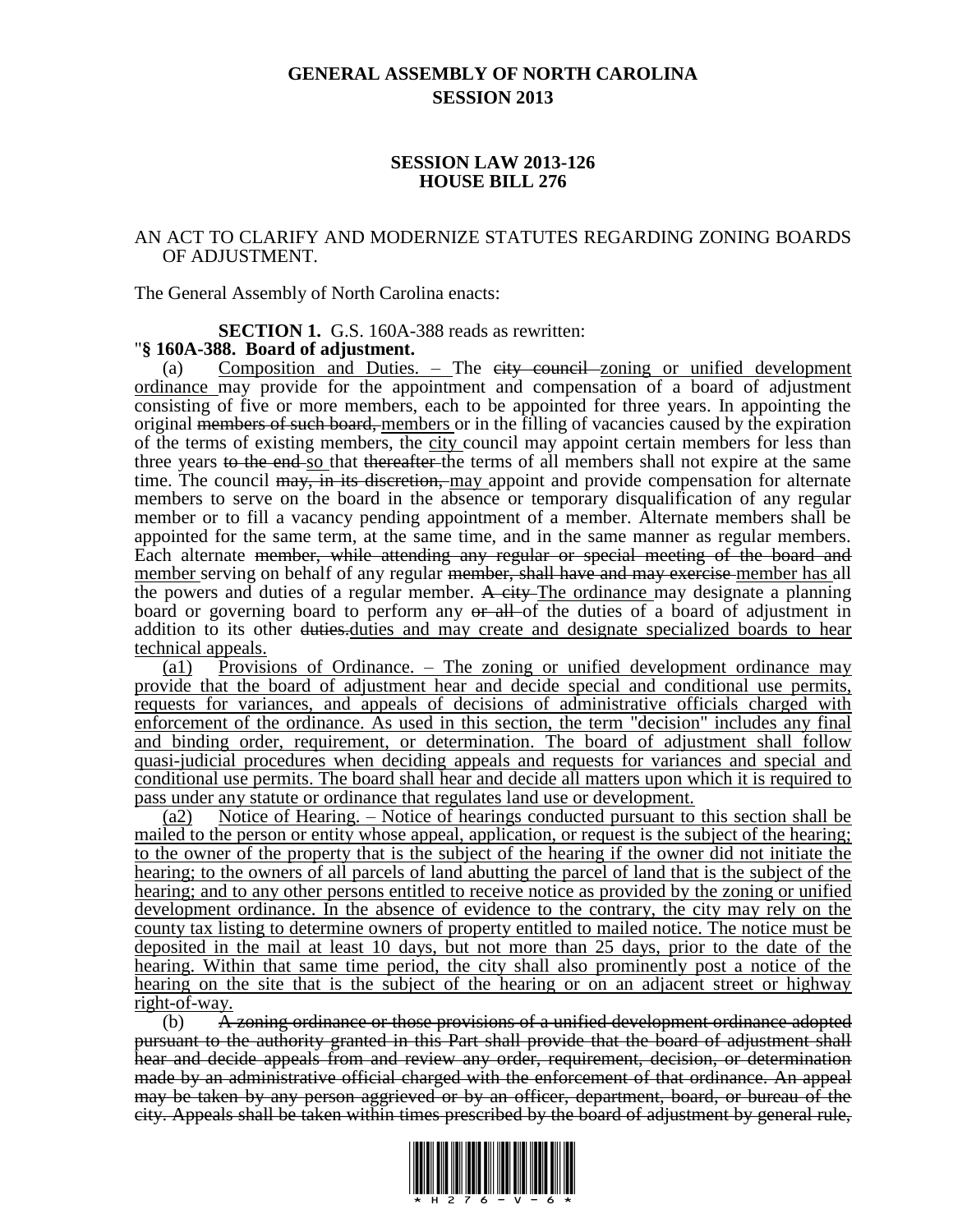# GENERAL ASSEMBLY OF NORTH CAROLINA
## SESSION 2013

### SESSION LAW 2013-126
### HOUSE BILL 276

AN ACT TO CLARIFY AND MODERNIZE STATUTES REGARDING ZONING BOARDS OF ADJUSTMENT.

The General Assembly of North Carolina enacts:

**SECTION 1.** G.S. 160A-388 reads as rewritten:

"**§ 160A-388. Board of adjustment.**

(a) Composition and Duties. – The ~~city council~~ zoning or unified development ordinance may provide for the appointment and compensation of a board of adjustment consisting of five or more members, each to be appointed for three years. In appointing the original ~~members of such board,~~ members or in the filling of vacancies caused by the expiration of the terms of existing members, the city council may appoint certain members for less than three years ~~to the end~~ so that ~~thereafter~~ the terms of all members shall not expire at the same time. The council ~~may, in its discretion,~~ may appoint and provide compensation for alternate members to serve on the board in the absence or temporary disqualification of any regular member or to fill a vacancy pending appointment of a member. Alternate members shall be appointed for the same term, at the same time, and in the same manner as regular members. Each alternate ~~member, while attending any regular or special meeting of the board and~~ member serving on behalf of any regular ~~member, shall have and may exercise~~ member has all the powers and duties of a regular member. ~~A city~~ The ordinance may designate a planning board or governing board to perform any ~~or all~~ of the duties of a board of adjustment in addition to its other ~~duties.~~duties and may create and designate specialized boards to hear technical appeals.

(a1) Provisions of Ordinance. – The zoning or unified development ordinance may provide that the board of adjustment hear and decide special and conditional use permits, requests for variances, and appeals of decisions of administrative officials charged with enforcement of the ordinance. As used in this section, the term "decision" includes any final and binding order, requirement, or determination. The board of adjustment shall follow quasi-judicial procedures when deciding appeals and requests for variances and special and conditional use permits. The board shall hear and decide all matters upon which it is required to pass under any statute or ordinance that regulates land use or development.

(a2) Notice of Hearing. – Notice of hearings conducted pursuant to this section shall be mailed to the person or entity whose appeal, application, or request is the subject of the hearing; to the owner of the property that is the subject of the hearing if the owner did not initiate the hearing; to the owners of all parcels of land abutting the parcel of land that is the subject of the hearing; and to any other persons entitled to receive notice as provided by the zoning or unified development ordinance. In the absence of evidence to the contrary, the city may rely on the county tax listing to determine owners of property entitled to mailed notice. The notice must be deposited in the mail at least 10 days, but not more than 25 days, prior to the date of the hearing. Within that same time period, the city shall also prominently post a notice of the hearing on the site that is the subject of the hearing or on an adjacent street or highway right-of-way.

(b) ~~A zoning ordinance or those provisions of a unified development ordinance adopted pursuant to the authority granted in this Part shall provide that the board of adjustment shall hear and decide appeals from and review any order, requirement, decision, or determination made by an administrative official charged with the enforcement of that ordinance. An appeal may be taken by any person aggrieved or by an officer, department, board, or bureau of the city. Appeals shall be taken within times prescribed by the board of adjustment by general rule,~~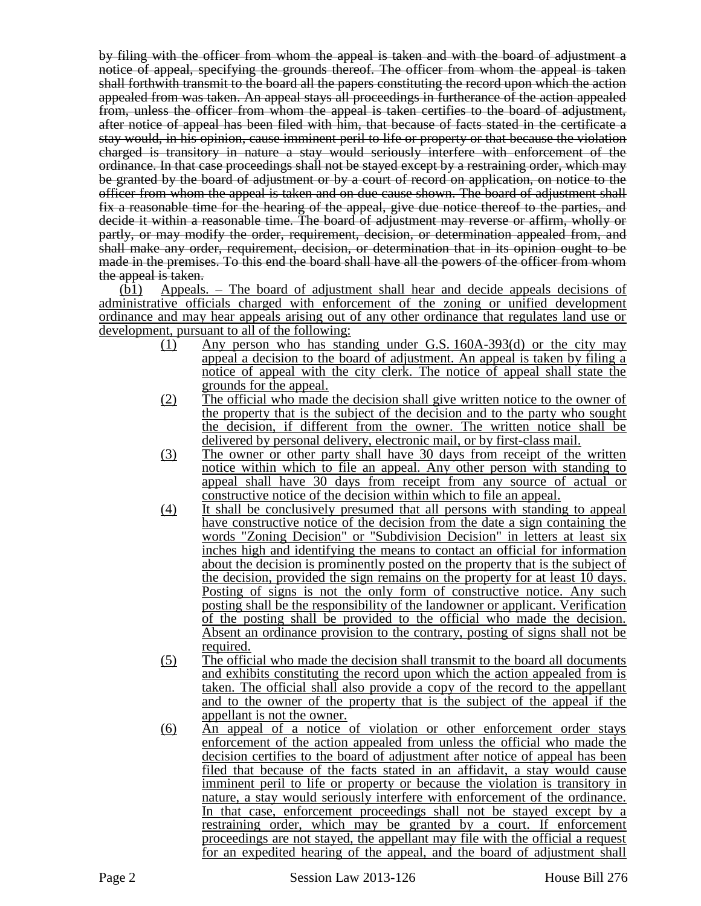~~by filing with the officer from whom the appeal is taken and with the board of adjustment a notice of appeal, specifying the grounds thereof. The officer from whom the appeal is taken shall forthwith transmit to the board all the papers constituting the record upon which the action appealed from was taken. An appeal stays all proceedings in furtherance of the action appealed from, unless the officer from whom the appeal is taken certifies to the board of adjustment, after notice of appeal has been filed with him, that because of facts stated in the certificate a stay would, in his opinion, cause imminent peril to life or property or that because the violation charged is transitory in nature a stay would seriously interfere with enforcement of the ordinance. In that case proceedings shall not be stayed except by a restraining order, which may be granted by the board of adjustment or by a court of record on application, on notice to the officer from whom the appeal is taken and on due cause shown. The board of adjustment shall fix a reasonable time for the hearing of the appeal, give due notice thereof to the parties, and decide it within a reasonable time. The board of adjustment may reverse or affirm, wholly or partly, or may modify the order, requirement, decision, or determination appealed from, and shall make any order, requirement, decision, or determination that in its opinion ought to be made in the premises. To this end the board shall have all the powers of the officer from whom the appeal is taken.~~

<u>(b1) Appeals. – The board of adjustment shall hear and decide appeals decisions of administrative officials charged with enforcement of the zoning or unified development ordinance and may hear appeals arising out of any other ordinance that regulates land use or development, pursuant to all of the following:</u>

<u>(1) Any person who has standing under G.S. 160A-393(d) or the city may appeal a decision to the board of adjustment. An appeal is taken by filing a notice of appeal with the city clerk. The notice of appeal shall state the grounds for the appeal.</u>

<u>(2) The official who made the decision shall give written notice to the owner of the property that is the subject of the decision and to the party who sought the decision, if different from the owner. The written notice shall be delivered by personal delivery, electronic mail, or by first-class mail.</u>

<u>(3) The owner or other party shall have 30 days from receipt of the written notice within which to file an appeal. Any other person with standing to appeal shall have 30 days from receipt from any source of actual or constructive notice of the decision within which to file an appeal.</u>

<u>(4) It shall be conclusively presumed that all persons with standing to appeal have constructive notice of the decision from the date a sign containing the words "Zoning Decision" or "Subdivision Decision" in letters at least six inches high and identifying the means to contact an official for information about the decision is prominently posted on the property that is the subject of the decision, provided the sign remains on the property for at least 10 days. Posting of signs is not the only form of constructive notice. Any such posting shall be the responsibility of the landowner or applicant. Verification of the posting shall be provided to the official who made the decision. Absent an ordinance provision to the contrary, posting of signs shall not be required.</u>

<u>(5) The official who made the decision shall transmit to the board all documents and exhibits constituting the record upon which the action appealed from is taken. The official shall also provide a copy of the record to the appellant and to the owner of the property that is the subject of the appeal if the appellant is not the owner.</u>

<u>(6) An appeal of a notice of violation or other enforcement order stays enforcement of the action appealed from unless the official who made the decision certifies to the board of adjustment after notice of appeal has been filed that because of the facts stated in an affidavit, a stay would cause imminent peril to life or property or because the violation is transitory in nature, a stay would seriously interfere with enforcement of the ordinance. In that case, enforcement proceedings shall not be stayed except by a restraining order, which may be granted by a court. If enforcement proceedings are not stayed, the appellant may file with the official a request for an expedited hearing of the appeal, and the board of adjustment shall</u>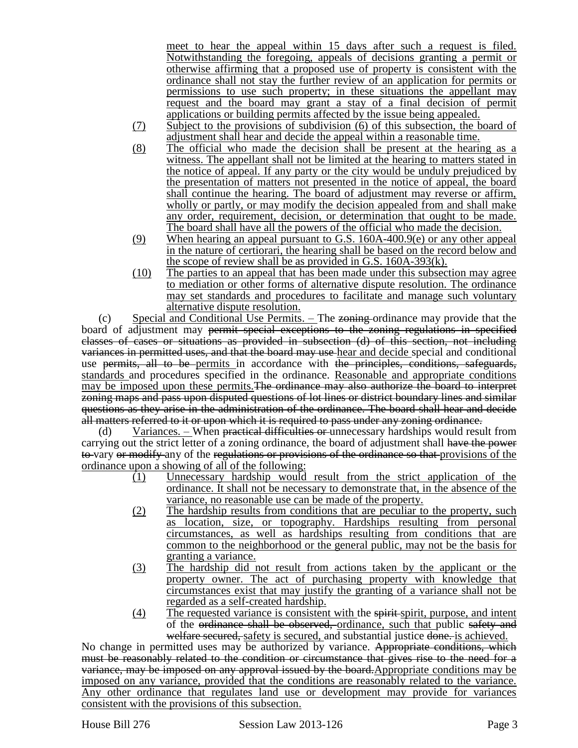meet to hear the appeal within 15 days after such a request is filed. Notwithstanding the foregoing, appeals of decisions granting a permit or otherwise affirming that a proposed use of property is consistent with the ordinance shall not stay the further review of an application for permits or permissions to use such property; in these situations the appellant may request and the board may grant a stay of a final decision of permit applications or building permits affected by the issue being appealed.

(7) Subject to the provisions of subdivision (6) of this subsection, the board of adjustment shall hear and decide the appeal within a reasonable time.

(8) The official who made the decision shall be present at the hearing as a witness. The appellant shall not be limited at the hearing to matters stated in the notice of appeal. If any party or the city would be unduly prejudiced by the presentation of matters not presented in the notice of appeal, the board shall continue the hearing. The board of adjustment may reverse or affirm, wholly or partly, or may modify the decision appealed from and shall make any order, requirement, decision, or determination that ought to be made. The board shall have all the powers of the official who made the decision.

(9) When hearing an appeal pursuant to G.S. 160A-400.9(e) or any other appeal in the nature of certiorari, the hearing shall be based on the record below and the scope of review shall be as provided in G.S. 160A-393(k).

(10) The parties to an appeal that has been made under this subsection may agree to mediation or other forms of alternative dispute resolution. The ordinance may set standards and procedures to facilitate and manage such voluntary alternative dispute resolution.

(c) Special and Conditional Use Permits. – The ~~zoning~~ ordinance may provide that the board of adjustment may ~~permit special exceptions to the zoning regulations in specified classes of cases or situations as provided in subsection (d) of this section, not including variances in permitted uses, and that the board may use~~ hear and decide special and conditional use ~~permits, all to be~~ permits in accordance with ~~the principles, conditions, safeguards, standards~~ and procedures specified in the ordinance. Reasonable and appropriate conditions may be imposed upon these permits.~~The ordinance may also authorize the board to interpret zoning maps and pass upon disputed questions of lot lines or district boundary lines and similar questions as they arise in the administration of the ordinance. The board shall hear and decide all matters referred to it or upon which it is required to pass under any zoning ordinance.~~

(d) Variances. – When ~~practical difficulties or~~ unnecessary hardships would result from carrying out the strict letter of a zoning ordinance, the board of adjustment shall ~~have the power to~~ vary ~~or modify~~ any of the ~~regulations or provisions of the ordinance so that~~ provisions of the ordinance upon a showing of all of the following:

(1) Unnecessary hardship would result from the strict application of the ordinance. It shall not be necessary to demonstrate that, in the absence of the variance, no reasonable use can be made of the property.

(2) The hardship results from conditions that are peculiar to the property, such as location, size, or topography. Hardships resulting from personal circumstances, as well as hardships resulting from conditions that are common to the neighborhood or the general public, may not be the basis for granting a variance.

(3) The hardship did not result from actions taken by the applicant or the property owner. The act of purchasing property with knowledge that circumstances exist that may justify the granting of a variance shall not be regarded as a self-created hardship.

(4) The requested variance is consistent with the ~~spirit~~ spirit, purpose, and intent of the ~~ordinance shall be observed,~~ ordinance, such that public ~~safety and welfare secured,~~ safety is secured, and substantial justice ~~done.~~ is achieved.

No change in permitted uses may be authorized by variance. ~~Appropriate conditions, which must be reasonably related to the condition or circumstance that gives rise to the need for a variance, may be imposed on any approval issued by the board.~~Appropriate conditions may be imposed on any variance, provided that the conditions are reasonably related to the variance. Any other ordinance that regulates land use or development may provide for variances consistent with the provisions of this subsection.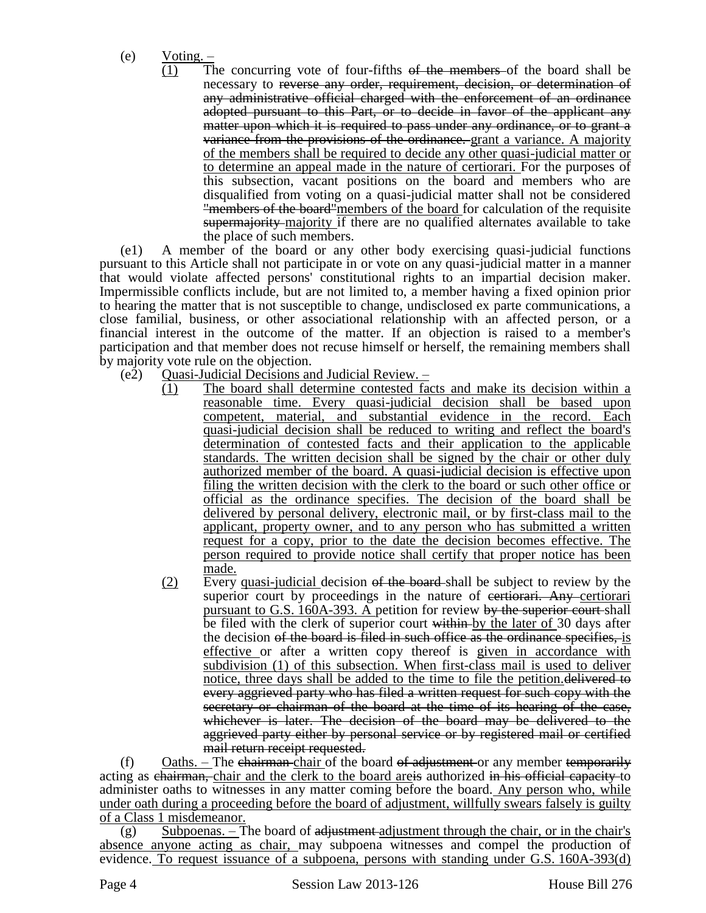(e) <u>Voting. –</u>

<u>(1)</u> The concurring vote of four-fifths ~~of the members~~ of the board shall be necessary to ~~reverse any order, requirement, decision, or determination of any administrative official charged with the enforcement of an ordinance adopted pursuant to this Part, or to decide in favor of the applicant any matter upon which it is required to pass under any ordinance, or to grant a variance from the provisions of the ordinance.~~ <u>grant a variance. A majority of the members shall be required to decide any other quasi-judicial matter or to determine an appeal made in the nature of certiorari.</u> For the purposes of this subsection, vacant positions on the board and members who are disqualified from voting on a quasi-judicial matter shall not be considered ~~"members of the board"~~<u>members of the board</u> for calculation of the requisite ~~supermajority~~ <u>majority</u> if there are no qualified alternates available to take the place of such members.

(e1) A member of the board or any other body exercising quasi-judicial functions pursuant to this Article shall not participate in or vote on any quasi-judicial matter in a manner that would violate affected persons' constitutional rights to an impartial decision maker. Impermissible conflicts include, but are not limited to, a member having a fixed opinion prior to hearing the matter that is not susceptible to change, undisclosed ex parte communications, a close familial, business, or other associational relationship with an affected person, or a financial interest in the outcome of the matter. If an objection is raised to a member's participation and that member does not recuse himself or herself, the remaining members shall by majority vote rule on the objection.

(e2) <u>Quasi-Judicial Decisions and Judicial Review. –</u>

<u>(1)</u> <u>The board shall determine contested facts and make its decision within a reasonable time. Every quasi-judicial decision shall be based upon competent, material, and substantial evidence in the record. Each quasi-judicial decision shall be reduced to writing and reflect the board's determination of contested facts and their application to the applicable standards. The written decision shall be signed by the chair or other duly authorized member of the board. A quasi-judicial decision is effective upon filing the written decision with the clerk to the board or such other office or official as the ordinance specifies. The decision of the board shall be delivered by personal delivery, electronic mail, or by first-class mail to the applicant, property owner, and to any person who has submitted a written request for a copy, prior to the date the decision becomes effective. The person required to provide notice shall certify that proper notice has been made.</u>

<u>(2)</u> Every <u>quasi-judicial</u> decision ~~of the board~~ shall be subject to review by the superior court by proceedings in the nature of ~~certiorari. Any~~ <u>certiorari pursuant to G.S. 160A-393. A</u> petition for review ~~by the superior court~~ shall be filed with the clerk of superior court ~~within~~ <u>by the later of</u> 30 days after the decision ~~of the board is filed in such office as the ordinance specifies,~~ <u>is effective</u> or after a written copy thereof is <u>given in accordance with subdivision (1) of this subsection. When first-class mail is used to deliver notice, three days shall be added to the time to file the petition.</u>~~delivered to every aggrieved party who has filed a written request for such copy with the secretary or chairman of the board at the time of its hearing of the case, whichever is later. The decision of the board may be delivered to the aggrieved party either by personal service or by registered mail or certified mail return receipt requested.~~

(f) Oaths. – The ~~chairman~~ <u>chair</u> of the board ~~of adjustment~~ or any member ~~temporarily~~ acting as ~~chairman,~~ <u>chair and the clerk to the board are</u>~~is~~ authorized ~~in his official capacity~~ to administer oaths to witnesses in any matter coming before the board. <u>Any person who, while under oath during a proceeding before the board of adjustment, willfully swears falsely is guilty of a Class 1 misdemeanor.</u>

(g) Subpoenas. – The board of ~~adjustment~~ <u>adjustment through the chair, or in the chair's absence anyone acting as chair,</u> may subpoena witnesses and compel the production of evidence. <u>To request issuance of a subpoena, persons with standing under G.S. 160A-393(d)</u>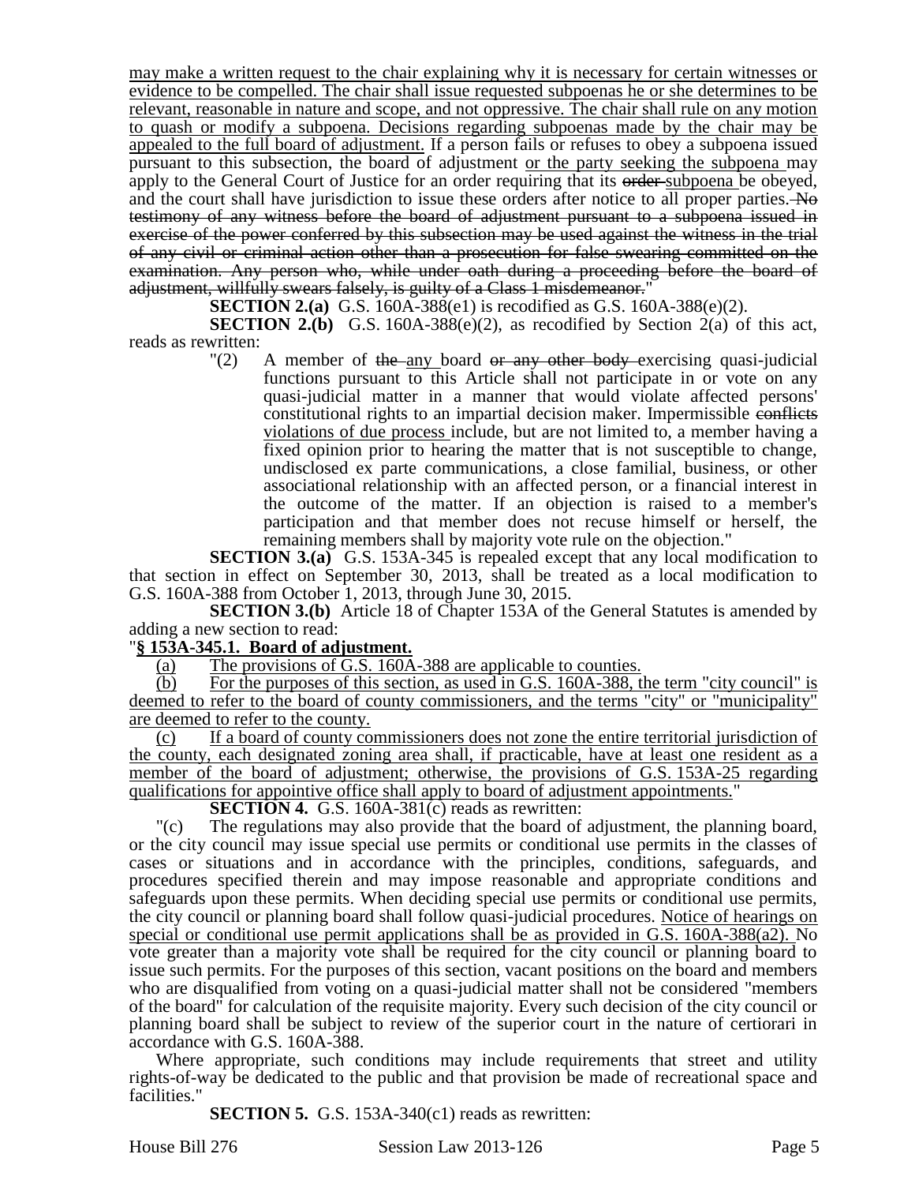may make a written request to the chair explaining why it is necessary for certain witnesses or evidence to be compelled. The chair shall issue requested subpoenas he or she determines to be relevant, reasonable in nature and scope, and not oppressive. The chair shall rule on any motion to quash or modify a subpoena. Decisions regarding subpoenas made by the chair may be appealed to the full board of adjustment. If a person fails or refuses to obey a subpoena issued pursuant to this subsection, the board of adjustment or the party seeking the subpoena may apply to the General Court of Justice for an order requiring that its ~~order~~ subpoena be obeyed, and the court shall have jurisdiction to issue these orders after notice to all proper parties. ~~No testimony of any witness before the board of adjustment pursuant to a subpoena issued in exercise of the power conferred by this subsection may be used against the witness in the trial of any civil or criminal action other than a prosecution for false swearing committed on the examination. Any person who, while under oath during a proceeding before the board of adjustment, willfully swears falsely, is guilty of a Class 1 misdemeanor.~~"

**SECTION 2.(a)** G.S. 160A-388(e1) is recodified as G.S. 160A-388(e)(2).

**SECTION 2.(b)** G.S. 160A-388(e)(2), as recodified by Section 2(a) of this act, reads as rewritten:

"(2) A member of ~~the~~ any board ~~or any other body~~ exercising quasi-judicial functions pursuant to this Article shall not participate in or vote on any quasi-judicial matter in a manner that would violate affected persons' constitutional rights to an impartial decision maker. Impermissible ~~conflicts~~ violations of due process include, but are not limited to, a member having a fixed opinion prior to hearing the matter that is not susceptible to change, undisclosed ex parte communications, a close familial, business, or other associational relationship with an affected person, or a financial interest in the outcome of the matter. If an objection is raised to a member's participation and that member does not recuse himself or herself, the remaining members shall by majority vote rule on the objection."

**SECTION 3.(a)** G.S. 153A-345 is repealed except that any local modification to that section in effect on September 30, 2013, shall be treated as a local modification to G.S. 160A-388 from October 1, 2013, through June 30, 2015.

**SECTION 3.(b)** Article 18 of Chapter 153A of the General Statutes is amended by adding a new section to read:

"**§ 153A-345.1. Board of adjustment.**

(a) The provisions of G.S. 160A-388 are applicable to counties.

(b) For the purposes of this section, as used in G.S. 160A-388, the term "city council" is deemed to refer to the board of county commissioners, and the terms "city" or "municipality" are deemed to refer to the county.

(c) If a board of county commissioners does not zone the entire territorial jurisdiction of the county, each designated zoning area shall, if practicable, have at least one resident as a member of the board of adjustment; otherwise, the provisions of G.S. 153A-25 regarding qualifications for appointive office shall apply to board of adjustment appointments."

**SECTION 4.** G.S. 160A-381(c) reads as rewritten:

"(c) The regulations may also provide that the board of adjustment, the planning board, or the city council may issue special use permits or conditional use permits in the classes of cases or situations and in accordance with the principles, conditions, safeguards, and procedures specified therein and may impose reasonable and appropriate conditions and safeguards upon these permits. When deciding special use permits or conditional use permits, the city council or planning board shall follow quasi-judicial procedures. Notice of hearings on special or conditional use permit applications shall be as provided in G.S. 160A-388(a2). No vote greater than a majority vote shall be required for the city council or planning board to issue such permits. For the purposes of this section, vacant positions on the board and members who are disqualified from voting on a quasi-judicial matter shall not be considered "members of the board" for calculation of the requisite majority. Every such decision of the city council or planning board shall be subject to review of the superior court in the nature of certiorari in accordance with G.S. 160A-388.

Where appropriate, such conditions may include requirements that street and utility rights-of-way be dedicated to the public and that provision be made of recreational space and facilities."

**SECTION 5.** G.S. 153A-340(c1) reads as rewritten: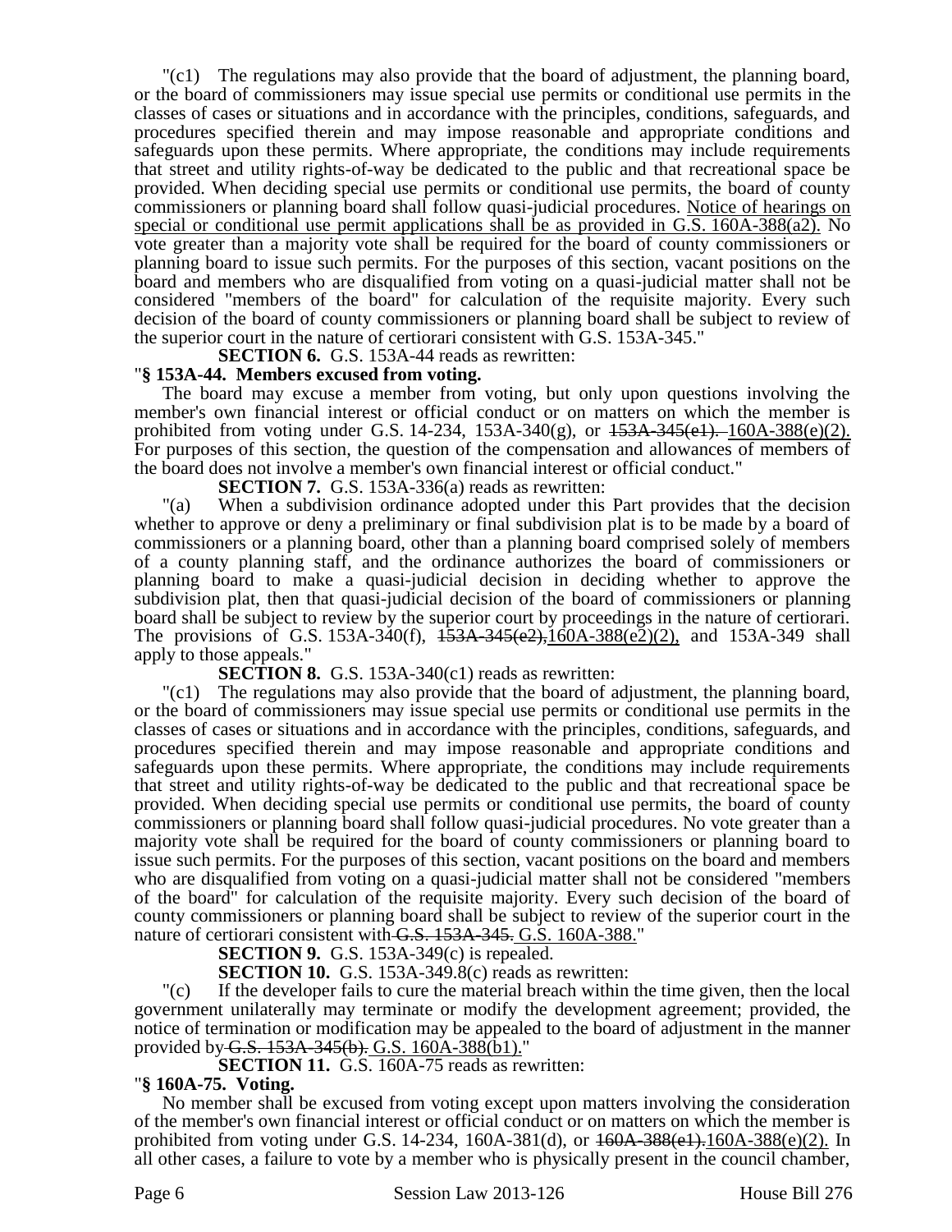"(c1) The regulations may also provide that the board of adjustment, the planning board, or the board of commissioners may issue special use permits or conditional use permits in the classes of cases or situations and in accordance with the principles, conditions, safeguards, and procedures specified therein and may impose reasonable and appropriate conditions and safeguards upon these permits. Where appropriate, the conditions may include requirements that street and utility rights-of-way be dedicated to the public and that recreational space be provided. When deciding special use permits or conditional use permits, the board of county commissioners or planning board shall follow quasi-judicial procedures. <u>Notice of hearings on special or conditional use permit applications shall be as provided in G.S. 160A-388(a2).</u> No vote greater than a majority vote shall be required for the board of county commissioners or planning board to issue such permits. For the purposes of this section, vacant positions on the board and members who are disqualified from voting on a quasi-judicial matter shall not be considered "members of the board" for calculation of the requisite majority. Every such decision of the board of county commissioners or planning board shall be subject to review of the superior court in the nature of certiorari consistent with G.S. 153A-345."

**SECTION 6.** G.S. 153A-44 reads as rewritten:

"**§ 153A-44. Members excused from voting.**

The board may excuse a member from voting, but only upon questions involving the member's own financial interest or official conduct or on matters on which the member is prohibited from voting under G.S. 14-234, 153A-340(g), or ~~153A-345(e1).~~ <u>160A-388(e)(2).</u> For purposes of this section, the question of the compensation and allowances of members of the board does not involve a member's own financial interest or official conduct."

**SECTION 7.** G.S. 153A-336(a) reads as rewritten:

"(a) When a subdivision ordinance adopted under this Part provides that the decision whether to approve or deny a preliminary or final subdivision plat is to be made by a board of commissioners or a planning board, other than a planning board comprised solely of members of a county planning staff, and the ordinance authorizes the board of commissioners or planning board to make a quasi-judicial decision in deciding whether to approve the subdivision plat, then that quasi-judicial decision of the board of commissioners or planning board shall be subject to review by the superior court by proceedings in the nature of certiorari. The provisions of G.S. 153A-340(f), ~~153A-345(e2),~~<u>160A-388(e2)(2),</u> and 153A-349 shall apply to those appeals."

**SECTION 8.** G.S. 153A-340(c1) reads as rewritten:

"(c1) The regulations may also provide that the board of adjustment, the planning board, or the board of commissioners may issue special use permits or conditional use permits in the classes of cases or situations and in accordance with the principles, conditions, safeguards, and procedures specified therein and may impose reasonable and appropriate conditions and safeguards upon these permits. Where appropriate, the conditions may include requirements that street and utility rights-of-way be dedicated to the public and that recreational space be provided. When deciding special use permits or conditional use permits, the board of county commissioners or planning board shall follow quasi-judicial procedures. No vote greater than a majority vote shall be required for the board of county commissioners or planning board to issue such permits. For the purposes of this section, vacant positions on the board and members who are disqualified from voting on a quasi-judicial matter shall not be considered "members of the board" for calculation of the requisite majority. Every such decision of the board of county commissioners or planning board shall be subject to review of the superior court in the nature of certiorari consistent with ~~G.S. 153A-345.~~ <u>G.S. 160A-388.</u>"

**SECTION 9.** G.S. 153A-349(c) is repealed.

**SECTION 10.** G.S. 153A-349.8(c) reads as rewritten:

"(c) If the developer fails to cure the material breach within the time given, then the local government unilaterally may terminate or modify the development agreement; provided, the notice of termination or modification may be appealed to the board of adjustment in the manner provided by ~~G.S. 153A-345(b).~~ <u>G.S. 160A-388(b1).</u>"

**SECTION 11.** G.S. 160A-75 reads as rewritten:

"**§ 160A-75. Voting.**

No member shall be excused from voting except upon matters involving the consideration of the member's own financial interest or official conduct or on matters on which the member is prohibited from voting under G.S. 14-234, 160A-381(d), or ~~160A-388(e1).~~<u>160A-388(e)(2).</u> In all other cases, a failure to vote by a member who is physically present in the council chamber,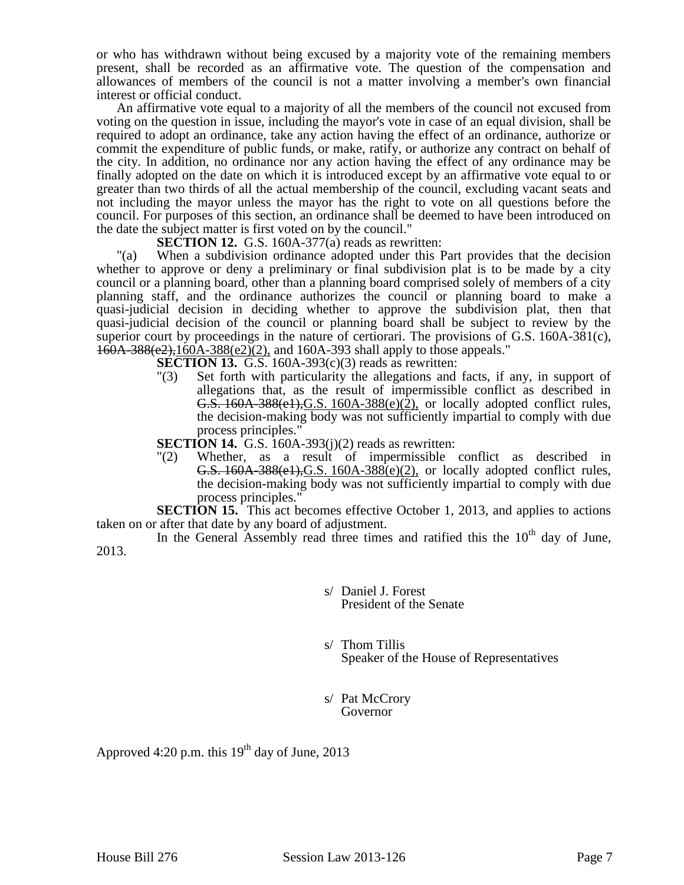or who has withdrawn without being excused by a majority vote of the remaining members present, shall be recorded as an affirmative vote. The question of the compensation and allowances of members of the council is not a matter involving a member's own financial interest or official conduct.

An affirmative vote equal to a majority of all the members of the council not excused from voting on the question in issue, including the mayor's vote in case of an equal division, shall be required to adopt an ordinance, take any action having the effect of an ordinance, authorize or commit the expenditure of public funds, or make, ratify, or authorize any contract on behalf of the city. In addition, no ordinance nor any action having the effect of any ordinance may be finally adopted on the date on which it is introduced except by an affirmative vote equal to or greater than two thirds of all the actual membership of the council, excluding vacant seats and not including the mayor unless the mayor has the right to vote on all questions before the council. For purposes of this section, an ordinance shall be deemed to have been introduced on the date the subject matter is first voted on by the council."

**SECTION 12.** G.S. 160A-377(a) reads as rewritten:

"(a) When a subdivision ordinance adopted under this Part provides that the decision whether to approve or deny a preliminary or final subdivision plat is to be made by a city council or a planning board, other than a planning board comprised solely of members of a city planning staff, and the ordinance authorizes the council or planning board to make a quasi-judicial decision in deciding whether to approve the subdivision plat, then that quasi-judicial decision of the council or planning board shall be subject to review by the superior court by proceedings in the nature of certiorari. The provisions of G.S. 160A-381(c), ~~160A-388(e2),~~160A-388(e2)(2), and 160A-393 shall apply to those appeals."

**SECTION 13.** G.S. 160A-393(c)(3) reads as rewritten:

"(3) Set forth with particularity the allegations and facts, if any, in support of allegations that, as the result of impermissible conflict as described in ~~G.S. 160A-388(e1),~~G.S. 160A-388(e)(2), or locally adopted conflict rules, the decision-making body was not sufficiently impartial to comply with due process principles."

**SECTION 14.** G.S. 160A-393(j)(2) reads as rewritten:

"(2) Whether, as a result of impermissible conflict as described in ~~G.S. 160A-388(e1),~~G.S. 160A-388(e)(2), or locally adopted conflict rules, the decision-making body was not sufficiently impartial to comply with due process principles."

**SECTION 15.** This act becomes effective October 1, 2013, and applies to actions taken on or after that date by any board of adjustment.

In the General Assembly read three times and ratified this the 10th day of June, 2013.

s/ Daniel J. Forest
President of the Senate

s/ Thom Tillis
Speaker of the House of Representatives

s/ Pat McCrory
Governor

Approved 4:20 p.m. this 19th day of June, 2013